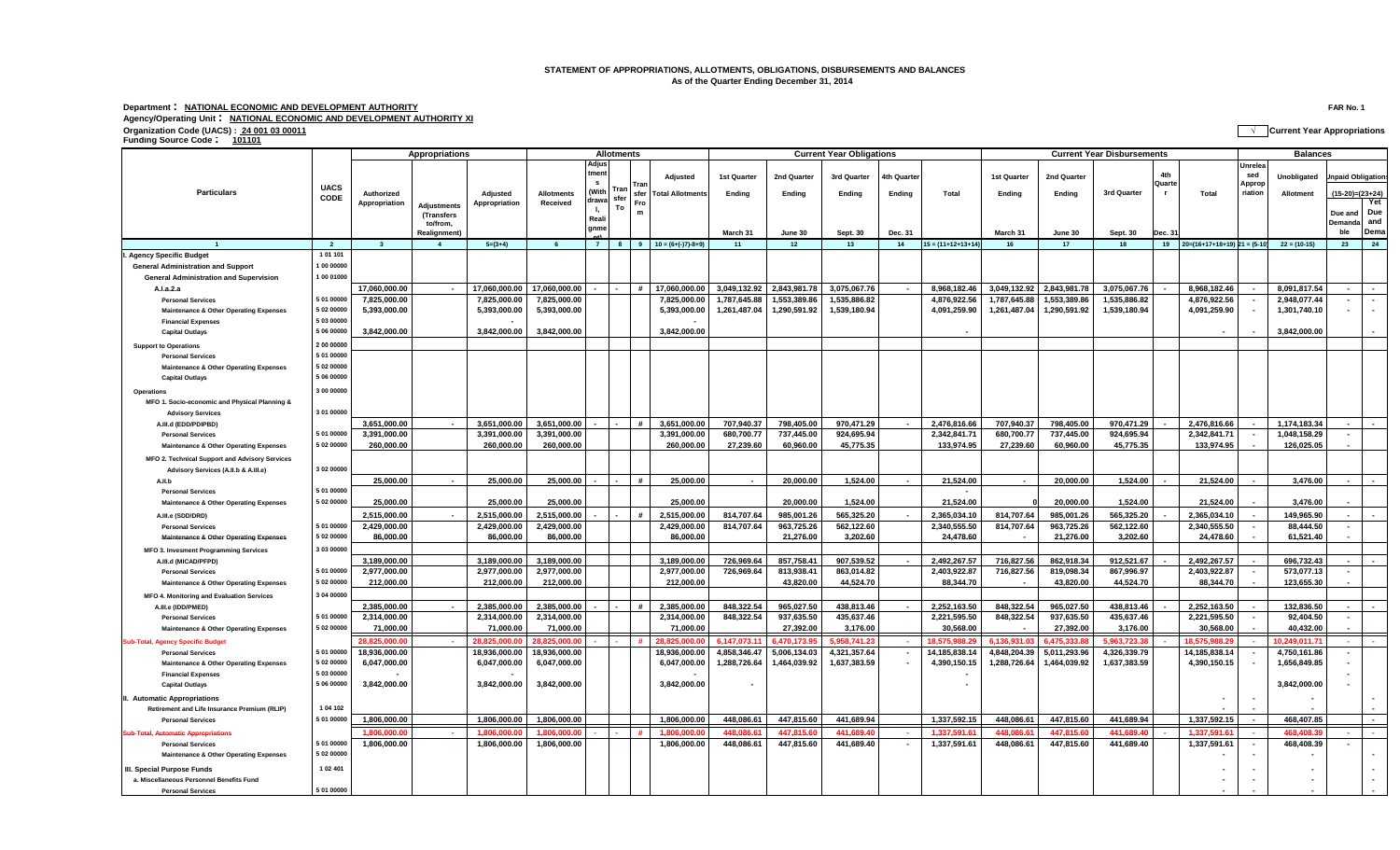**STATEMENT OF APPROPRIATIONS, ALLOTMENTS, OBLIGATIONS, DISBURSEMENTS AND BALANCES**
**As of the Quarter Ending December 31, 2014**

**Department : NATIONAL ECONOMIC AND DEVELOPMENT AUTHORITY** FAR No. 1
**Agency/Operating Unit : NATIONAL ECONOMIC AND DEVELOPMENT AUTHORITY XI**
**Organization Code (UACS) : 24 001 03 00011** √ Current Year Appropriations
**Funding Source Code : 101101**

| Particulars | UACS CODE | Appropriations | | | Allotments | | | | | Current Year Obligations | | | | | Current Year Disbursements | | | | | Balances | | | |
|---|---|---|---|---|---|---|---|---|---|---|---|---|---|---|---|---|---|---|---|---|---|---|---|
| | | Authorized Appropriation | Adjustments (Transfers to/from, Realignment) | Adjusted Appropriation | Allotments Received | Adjustments (Withdrawal, Realignment) | Transfer To | Transfer From | Adjusted Total Allotments | 1st Quarter Ending March 31 | 2nd Quarter Ending June 30 | 3rd Quarter Ending Sept. 30 | 4th Quarter Ending Dec. 31 | Total | 1st Quarter Ending March 31 | 2nd Quarter Ending June 30 | 3rd Quarter Sept. 30 | 4th Quarter Dec. 31 | Total | Unreleased Appropriation | Unobligated Allotment | Unpaid Obligations (15-20)=(23+24) Due and Demandable | Not Yet Due and Demandable |
| 1 | 2 | 3 | 4 | 5=(3+4) | 6 | 7 | 8 | 9 | 10 = (6+(-)7)-8+9) | 11 | 12 | 13 | 14 | 15 = (11+12+13+14) | 16 | 17 | 18 | 19 | 20=(16+17+18+19) | 21 = (5-10) | 22 = (10-15) | 23 | 24 |
| I. Agency Specific Budget | 1 01 101 | | | | | | | | | | | | | | | | | | | | | | |
| General Administration and Support | 1 00 00000 | | | | | | | | | | | | | | | | | | | | | | |
| General Administration and Supervision | 1 00 01000 | | | | | | | | | | | | | | | | | | | | | | |
| A.I.a.2.a | | 17,060,000.00 | - | 17,060,000.00 | 17,060,000.00 | - | - | # | 17,060,000.00 | 3,049,132.92 | 2,843,981.78 | 3,075,067.76 | - | 8,968,182.46 | 3,049,132.92 | 2,843,981.78 | 3,075,067.76 | - | 8,968,182.46 | - | 8,091,817.54 | - | - |
| Personal Services | 5 01 00000 | 7,825,000.00 | | 7,825,000.00 | 7,825,000.00 | | | | 7,825,000.00 | 1,787,645.88 | 1,553,389.86 | 1,535,886.82 | | 4,876,922.56 | 1,787,645.88 | 1,553,389.86 | 1,535,886.82 | | 4,876,922.56 | - | 2,948,077.44 | - | - |
| Maintenance & Other Operating Expenses | 5 02 00000 | 5,393,000.00 | | 5,393,000.00 | 5,393,000.00 | | | | 5,393,000.00 | 1,261,487.04 | 1,290,591.92 | 1,539,180.94 | | 4,091,259.90 | 1,261,487.04 | 1,290,591.92 | 1,539,180.94 | | 4,091,259.90 | - | 1,301,740.10 | - | - |
| Financial Expenses | 5 03 00000 | | | - | | | | | - | | | | | | | | | | | | | | |
| Capital Outlays | 5 06 00000 | 3,842,000.00 | | 3,842,000.00 | 3,842,000.00 | | | | 3,842,000.00 | | | | | - | | | | | - | - | 3,842,000.00 | | - |
| Support to Operations | 2 00 00000 | | | | | | | | | | | | | | | | | | | | | | |
| Personal Services | 5 01 00000 | | | | | | | | | | | | | | | | | | | | | | |
| Maintenance & Other Operating Expenses | 5 02 00000 | | | | | | | | | | | | | | | | | | | | | | |
| Capital Outlays | 5 06 00000 | | | | | | | | | | | | | | | | | | | | | | |
| Operations | 3 00 00000 | | | | | | | | | | | | | | | | | | | | | | |
| MFO 1. Socio-economic and Physical Planning & Advisory Services | 3 01 00000 | | | | | | | | | | | | | | | | | | | | | | |
| A.III.d (EDD/PDIPBD) | | 3,651,000.00 | - | 3,651,000.00 | 3,651,000.00 | - | - | # | 3,651,000.00 | 707,940.37 | 798,405.00 | 970,471.29 | - | 2,476,816.66 | 707,940.37 | 798,405.00 | 970,471.29 | - | 2,476,816.66 | - | 1,174,183.34 | - | - |
| Personal Services | 5 01 00000 | 3,391,000.00 | | 3,391,000.00 | 3,391,000.00 | | | | 3,391,000.00 | 680,700.77 | 737,445.00 | 924,695.94 | | 2,342,841.71 | 680,700.77 | 737,445.00 | 924,695.94 | | 2,342,841.71 | - | 1,048,158.29 | - | |
| Maintenance & Other Operating Expenses | 5 02 00000 | 260,000.00 | | 260,000.00 | 260,000.00 | | | | 260,000.00 | 27,239.60 | 60,960.00 | 45,775.35 | | 133,974.95 | 27,239.60 | 60,960.00 | 45,775.35 | | 133,974.95 | - | 126,025.05 | - | |
| MFO 2. Technical Support and Advisory Services Advisory Services (A.II.b & A.III.e) | 3 02 00000 | | | | | | | | | | | | | | | | | | | | | | |
| A.II.b | | 25,000.00 | - | 25,000.00 | 25,000.00 | - | - | # | 25,000.00 | - | 20,000.00 | 1,524.00 | - | 21,524.00 | - | 20,000.00 | 1,524.00 | - | 21,524.00 | - | 3,476.00 | - | - |
| Personal Services | 5 01 00000 | | | | | | | | | | | | | - | | | | | | | | | |
| Maintenance & Other Operating Expenses | 5 02 00000 | 25,000.00 | | 25,000.00 | 25,000.00 | | | | 25,000.00 | | 20,000.00 | 1,524.00 | | 21,524.00 | | 20,000.00 | 1,524.00 | | 21,524.00 | - | 3,476.00 | - | |
| A.III.e (SDD/DRD) | | 2,515,000.00 | - | 2,515,000.00 | 2,515,000.00 | - | - | # | 2,515,000.00 | 814,707.64 | 985,001.26 | 565,325.20 | - | 2,365,034.10 | 814,707.64 | 985,001.26 | 565,325.20 | - | 2,365,034.10 | - | 149,965.90 | - | - |
| Personal Services | 5 01 00000 | 2,429,000.00 | | 2,429,000.00 | 2,429,000.00 | | | | 2,429,000.00 | 814,707.64 | 963,725.26 | 562,122.60 | | 2,340,555.50 | 814,707.64 | 963,725.26 | 562,122.60 | | 2,340,555.50 | - | 88,444.50 | - | |
| Maintenance & Other Operating Expenses | 5 02 00000 | 86,000.00 | | 86,000.00 | 86,000.00 | | | | 86,000.00 | - | 21,276.00 | 3,202.60 | | 24,478.60 | - | 21,276.00 | 3,202.60 | | 24,478.60 | - | 61,521.40 | - | |
| MFO 3. Investment Programming Services | 3 03 00000 | | | | | | | | | | | | | | | | | | | | | | |
| A.III.d (MICAD/PFPD) | | 3,189,000.00 | | 3,189,000.00 | 3,189,000.00 | | | | 3,189,000.00 | 726,969.64 | 857,758.41 | 907,539.52 | - | 2,492,267.57 | 716,827.56 | 862,918.34 | 912,521.67 | - | 2,492,267.57 | - | 696,732.43 | - | - |
| Personal Services | 5 01 00000 | 2,977,000.00 | | 2,977,000.00 | 2,977,000.00 | | | | 2,977,000.00 | 726,969.64 | 813,938.41 | 863,014.82 | | 2,403,922.87 | 716,827.56 | 819,098.34 | 867,996.97 | | 2,403,922.87 | - | 573,077.13 | - | |
| Maintenance & Other Operating Expenses | 5 02 00000 | 212,000.00 | | 212,000.00 | 212,000.00 | | | | 212,000.00 | | 43,820.00 | 44,524.70 | | 88,344.70 | - | 43,820.00 | 44,524.70 | | 88,344.70 | - | 123,655.30 | - | |
| MFO 4. Monitoring and Evaluation Services | 3 04 00000 | | | | | | | | | | | | | | | | | | | | | | |
| A.III.e (IDD/PMED) | | 2,385,000.00 | - | 2,385,000.00 | 2,385,000.00 | - | - | # | 2,385,000.00 | 848,322.54 | 965,027.50 | 438,813.46 | - | 2,252,163.50 | 848,322.54 | 965,027.50 | 438,813.46 | - | 2,252,163.50 | - | 132,836.50 | - | - |
| Personal Services | 5 01 00000 | 2,314,000.00 | | 2,314,000.00 | 2,314,000.00 | | | | 2,314,000.00 | 848,322.54 | 937,635.50 | 435,637.46 | | 2,221,595.50 | 848,322.54 | 937,635.50 | 435,637.46 | | 2,221,595.50 | - | 92,404.50 | - | |
| Maintenance & Other Operating Expenses | 5 02 00000 | 71,000.00 | | 71,000.00 | 71,000.00 | | | | 71,000.00 | | 27,392.00 | 3,176.00 | | 30,568.00 | - | 27,392.00 | 3,176.00 | | 30,568.00 | - | 40,432.00 | - | |
| Sub-Total, Agency Specific Budget | | 28,825,000.00 | - | 28,825,000.00 | 28,825,000.00 | - | - | # | 28,825,000.00 | 6,147,073.11 | 6,470,173.95 | 5,958,741.23 | - | 18,575,988.29 | 6,136,931.03 | 6,475,333.88 | 5,963,723.38 | - | 18,575,988.29 | - | 10,249,011.71 | - | - |
| Personal Services | 5 01 00000 | 18,936,000.00 | | 18,936,000.00 | 18,936,000.00 | | | | 18,936,000.00 | 4,858,346.47 | 5,006,134.03 | 4,321,357.64 | - | 14,185,838.14 | 4,848,204.39 | 5,011,293.96 | 4,326,339.79 | | 14,185,838.14 | - | 4,750,161.86 | - | |
| Maintenance & Other Operating Expenses | 5 02 00000 | 6,047,000.00 | | 6,047,000.00 | 6,047,000.00 | | | | 6,047,000.00 | 1,288,726.64 | 1,464,039.92 | 1,637,383.59 | - | 4,390,150.15 | 1,288,726.64 | 1,464,039.92 | 1,637,383.59 | | 4,390,150.15 | - | 1,656,849.85 | - | |
| Financial Expenses | 5 03 00000 | - | | - | | | | | - | | | | | - | | | | | | | | - | |
| Capital Outlays | 5 06 00000 | 3,842,000.00 | | 3,842,000.00 | 3,842,000.00 | | | | 3,842,000.00 | - | | | | - | | | | | | | 3,842,000.00 | - | |
| II. Automatic Appropriations | | | | | | | | | | | | | | | | | | | - | - | - | | - |
| Retirement and Life Insurance Premium (RLIP) | 1 04 102 | | | | | | | | | | | | | | | | | | - | - | | | - |
| Personal Services | 5 01 00000 | 1,806,000.00 | | 1,806,000.00 | 1,806,000.00 | | | | 1,806,000.00 | 448,086.61 | 447,815.60 | 441,689.94 | | 1,337,592.15 | 448,086.61 | 447,815.60 | 441,689.94 | | 1,337,592.15 | - | 468,407.85 | | - |
| Sub-Total, Automatic Appropriations | | 1,806,000.00 | - | 1,806,000.00 | 1,806,000.00 | - | - | # | 1,806,000.00 | 448,086.61 | 447,815.60 | 441,689.40 | - | 1,337,591.61 | 448,086.61 | 447,815.60 | 441,689.40 | - | 1,337,591.61 | - | 468,408.39 | - | - |
| Personal Services | 5 01 00000 | 1,806,000.00 | | 1,806,000.00 | 1,806,000.00 | | | | 1,806,000.00 | 448,086.61 | 447,815.60 | 441,689.40 | - | 1,337,591.61 | 448,086.61 | 447,815.60 | 441,689.40 | | 1,337,591.61 | - | 468,408.39 | - | |
| Maintenance & Other Operating Expenses | 5 02 00000 | | | | | | | | | | | | | | | | | | - | - | - | | - |
| III. Special Purpose Funds | 1 02 401 | | | | | | | | | | | | | | | | | | - | - | - | | - |
| a. Miscellaneous Personnel Benefits Fund | | | | | | | | | | | | | | | | | | | - | - | - | | - |
| Personal Services | 5 01 00000 | | | | | | | | | | | | | | | | | | - | - | - | | - |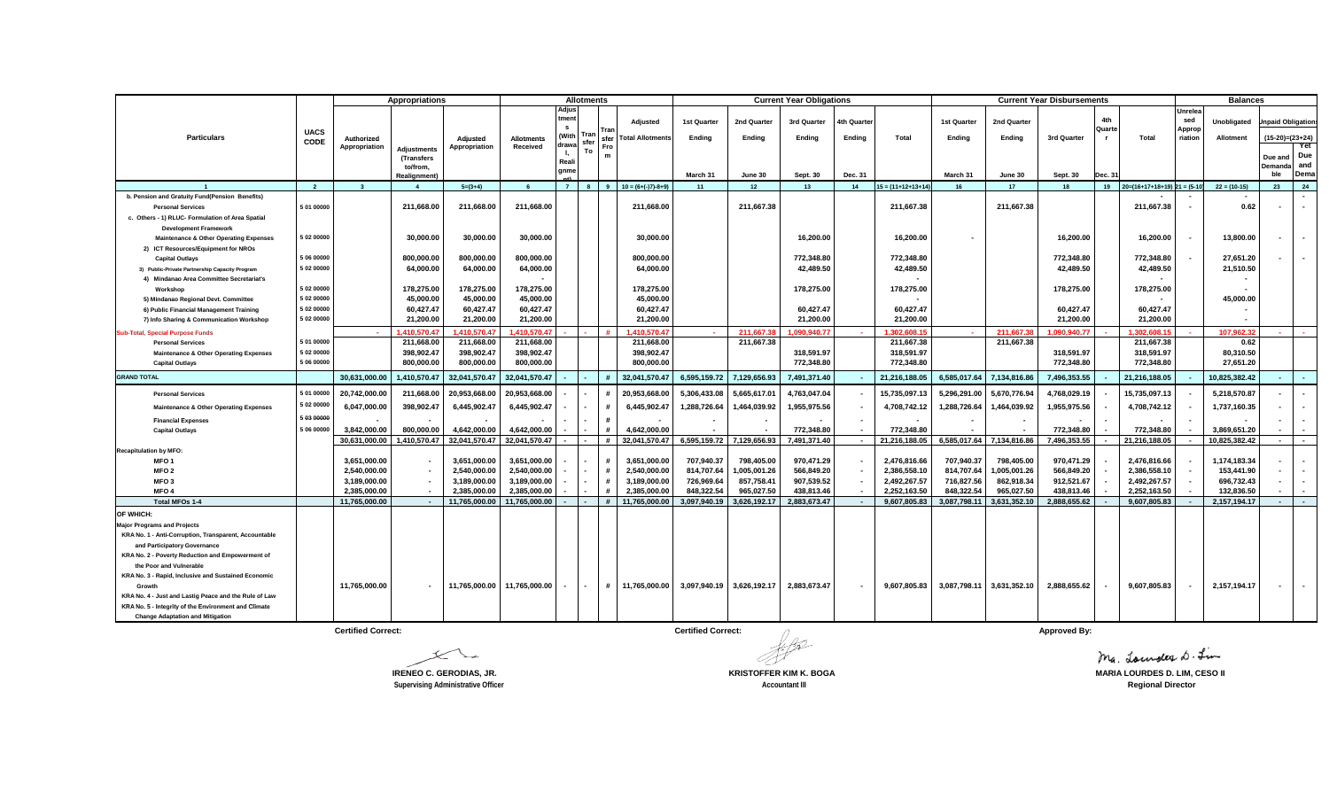| Particulars | UACS CODE | Appropriations | | | Allotments | | | | | Current Year Obligations | | | | | Current Year Disbursements | | | | | Balances | | | |
|---|---|---|---|---|---|---|---|---|---|---|---|---|---|---|---|---|---|---|---|---|---|---|---|
| | | Authorized Appropriation | Adjustments (Transfers to/from, Realignment) | Adjusted Appropriation | Allotments Received | Adjustments (Withdrawal, Realignment) | Transfer To | Transfer From | Adjusted Total Allotments | 1st Quarter Ending March 31 | 2nd Quarter Ending June 30 | 3rd Quarter Ending Sept. 30 | 4th Quarter Ending Dec. 31 | Total | 1st Quarter Ending March 31 | 2nd Quarter Ending June 30 | 3rd Quarter Sept. 30 | 4th Quarter Dec. 31 | Total | Unreleased Appropriation | Unobligated Allotment | Unpaid Obligations (15-20)=(23+24) Due and Demandable | Not Yet Due and Demandable |
| 1 | 2 | 3 | 4 | 5=(3+4) | 6 | 7 | 8 | 9 | 10 = (6+(-)7)-8+9) | 11 | 12 | 13 | 14 | 15 = (11+12+13+14) | 16 | 17 | 18 | 19 | 20=(16+17+18+19) | 21 = (5-10) | 22 = (10-15) | 23 | 24 |
| b. Pension and Gratuity Fund(Pension Benefits) | | | | | | | | | | | | | | | | | | | | | | | |
| Personal Services | 5 01 00000 | | 211,668.00 | 211,668.00 | 211,668.00 | | | | 211,668.00 | | 211,667.38 | | | 211,667.38 | | 211,667.38 | | | 211,667.38 | - | 0.62 | - | - |
| c. Others - 1) RLUC- Formulation of Area Spatial Development Framework | | | | | | | | | | | | | | | | | | | | | | | |
| Maintenance & Other Operating Expenses | 5 02 00000 | | 30,000.00 | 30,000.00 | 30,000.00 | | | | 30,000.00 | | | 16,200.00 | | 16,200.00 | - | | 16,200.00 | | 16,200.00 | - | 13,800.00 | - | - |
| 2) ICT Resources/Equipment for NROs | | | | | | | | | | | | | | | | | | | | | | | |
| Capital Outlays | 5 06 00000 | | 800,000.00 | 800,000.00 | 800,000.00 | | | | 800,000.00 | | | 772,348.80 | | 772,348.80 | | | 772,348.80 | | 772,348.80 | - | 27,651.20 | - | - |
| 3) Public-Private Partnership Capacity Program | 5 02 00000 | | 64,000.00 | 64,000.00 | 64,000.00 | | | | 64,000.00 | | | 42,489.50 | | 42,489.50 | | | 42,489.50 | | 42,489.50 | | 21,510.50 | | |
| 4) Mindanao Area Committee Secretariat's Workshop | 5 02 00000 | | 178,275.00 | 178,275.00 | 178,275.00 | | | | 178,275.00 | | | 178,275.00 | | 178,275.00 | | | 178,275.00 | | 178,275.00 | | - | | |
| 5) Mindanao Regional Devt. Committee | 5 02 00000 | | 45,000.00 | 45,000.00 | 45,000.00 | | | | 45,000.00 | | | | | | | | | | | | 45,000.00 | | |
| 6) Public Financial Management Training | 5 02 00000 | | 60,427.47 | 60,427.47 | 60,427.47 | | | | 60,427.47 | | | 60,427.47 | | 60,427.47 | | | 60,427.47 | | 60,427.47 | | - | | |
| 7) Info Sharing & Communication Workshop | 5 02 00000 | | 21,200.00 | 21,200.00 | 21,200.00 | | | | 21,200.00 | | | 21,200.00 | | 21,200.00 | | | 21,200.00 | | 21,200.00 | | - | | |
| Sub-Total, Special Purpose Funds | | - | 1,410,570.47 | 1,410,570.47 | 1,410,570.47 | - | - | # | 1,410,570.47 | - | 211,667.38 | 1,090,940.77 | - | 1,302,608.15 | - | 211,667.38 | 1,090,940.77 | - | 1,302,608.15 | - | 107,962.32 | - | - |
| Personal Services | 5 01 00000 | | 211,668.00 | 211,668.00 | 211,668.00 | | | | 211,668.00 | | 211,667.38 | | | 211,667.38 | | 211,667.38 | | | 211,667.38 | | 0.62 | | |
| Maintenance & Other Operating Expenses | 5 02 00000 | | 398,902.47 | 398,902.47 | 398,902.47 | | | | 398,902.47 | | | 318,591.97 | | 318,591.97 | | | 318,591.97 | | 318,591.97 | | 80,310.50 | | |
| Capital Outlays | 5 06 00000 | | 800,000.00 | 800,000.00 | 800,000.00 | | | | 800,000.00 | | | 772,348.80 | | 772,348.80 | | | 772,348.80 | | 772,348.80 | | 27,651.20 | | |
| GRAND TOTAL | | 30,631,000.00 | 1,410,570.47 | 32,041,570.47 | 32,041,570.47 | - | - | # | 32,041,570.47 | 6,595,159.72 | 7,129,656.93 | 7,491,371.40 | - | 21,216,188.05 | 6,585,017.64 | 7,134,816.86 | 7,496,353.55 | - | 21,216,188.05 | - | 10,825,382.42 | - | - |
| Personal Services | 5 01 00000 | 20,742,000.00 | 211,668.00 | 20,953,668.00 | 20,953,668.00 | - | - | # | 20,953,668.00 | 5,306,433.08 | 5,665,617.01 | 4,763,047.04 | - | 15,735,097.13 | 5,296,291.00 | 5,670,776.94 | 4,768,029.19 | - | 15,735,097.13 | - | 5,218,570.87 | - | - |
| Maintenance & Other Operating Expenses | 5 02 00000 | 6,047,000.00 | 398,902.47 | 6,445,902.47 | 6,445,902.47 | - | - | # | 6,445,902.47 | 1,288,726.64 | 1,464,039.92 | 1,955,975.56 | - | 4,708,742.12 | 1,288,726.64 | 1,464,039.92 | 1,955,975.56 | - | 4,708,742.12 | - | 1,737,160.35 | - | - |
| Financial Expenses | 5 03 00000 | - | - | - | - | - | - | # | - | - | - | - | - | - | - | - | - | - | - | - | - | - | - |
| Capital Outlays | 5 06 00000 | 3,842,000.00 | 800,000.00 | 4,642,000.00 | 4,642,000.00 | - | - | # | 4,642,000.00 | - | - | 772,348.80 | - | 772,348.80 | - | - | 772,348.80 | - | 772,348.80 | - | 3,869,651.20 | - | - |
| | | 30,631,000.00 | 1,410,570.47 | 32,041,570.47 | 32,041,570.47 | - | - | # | 32,041,570.47 | 6,595,159.72 | 7,129,656.93 | 7,491,371.40 | - | 21,216,188.05 | 6,585,017.64 | 7,134,816.86 | 7,496,353.55 | - | 21,216,188.05 | - | 10,825,382.42 | - | - |
| Recapitulation by MFO: | | | | | | | | | | | | | | | | | | | | | | | |
| MFO 1 | | 3,651,000.00 | - | 3,651,000.00 | 3,651,000.00 | - | - | # | 3,651,000.00 | 707,940.37 | 798,405.00 | 970,471.29 | - | 2,476,816.66 | 707,940.37 | 798,405.00 | 970,471.29 | - | 2,476,816.66 | - | 1,174,183.34 | - | - |
| MFO 2 | | 2,540,000.00 | - | 2,540,000.00 | 2,540,000.00 | - | - | # | 2,540,000.00 | 814,707.64 | 1,005,001.26 | 566,849.20 | - | 2,386,558.10 | 814,707.64 | 1,005,001.26 | 566,849.20 | - | 2,386,558.10 | - | 153,441.90 | - | - |
| MFO 3 | | 3,189,000.00 | - | 3,189,000.00 | 3,189,000.00 | - | - | # | 3,189,000.00 | 726,969.64 | 857,758.41 | 907,539.52 | - | 2,492,267.57 | 716,827.56 | 862,918.34 | 912,521.67 | - | 2,492,267.57 | - | 696,732.43 | - | - |
| MFO 4 | | 2,385,000.00 | - | 2,385,000.00 | 2,385,000.00 | - | - | # | 2,385,000.00 | 848,322.54 | 965,027.50 | 438,813.46 | - | 2,252,163.50 | 848,322.54 | 965,027.50 | 438,813.46 | - | 2,252,163.50 | - | 132,836.50 | - | - |
| Total MFOs 1-4 | | 11,765,000.00 | - | 11,765,000.00 | 11,765,000.00 | - | - | # | 11,765,000.00 | 3,097,940.19 | 3,626,192.17 | 2,883,673.47 | - | 9,607,805.83 | 3,087,798.11 | 3,631,352.10 | 2,888,655.62 | - | 9,607,805.83 | - | 2,157,194.17 | - | - |
| OF WHICH: | | | | | | | | | | | | | | | | | | | | | | | |
| Major Programs and Projects | | | | | | | | | | | | | | | | | | | | | | | |
| KRA No. 1 - Anti-Corruption, Transparent, Accountable and Participatory Governance | | | | | | | | | | | | | | | | | | | | | | | |
| KRA No. 2 - Poverty Reduction and Empowerment of the Poor and Vulnerable | | | | | | | | | | | | | | | | | | | | | | | |
| KRA No. 3 - Rapid, Inclusive and Sustained Economic Growth | | 11,765,000.00 | - | 11,765,000.00 | 11,765,000.00 | - | - | # | 11,765,000.00 | 3,097,940.19 | 3,626,192.17 | 2,883,673.47 | - | 9,607,805.83 | 3,087,798.11 | 3,631,352.10 | 2,888,655.62 | - | 9,607,805.83 | - | 2,157,194.17 | - | - |
| KRA No. 4 - Just and Lastig Peace and the Rule of Law | | | | | | | | | | | | | | | | | | | | | | | |
| KRA No. 5 - Integrity of the Environment and Climate Change Adaptation and Mitigation | | | | | | | | | | | | | | | | | | | | | | | |

Certified Correct:

IRENEO C. GERODIAS, JR.
Supervising Administrative Officer

Certified Correct:

KRISTOFFER KIM K. BOGA
Accountant III

Approved By:

MARIA LOURDES D. LIM, CESO II
Regional Director